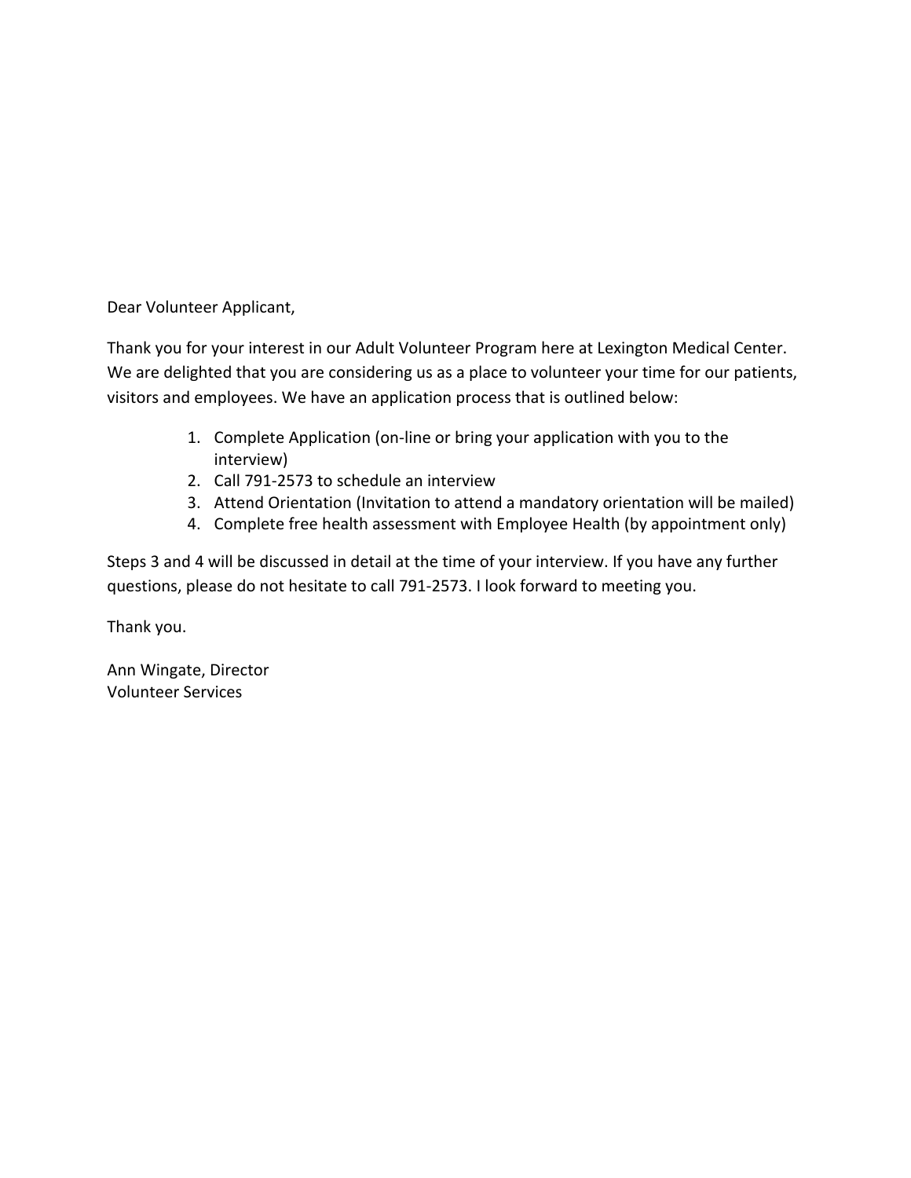Dear Volunteer Applicant,

Thank you for your interest in our Adult Volunteer Program here at Lexington Medical Center. We are delighted that you are considering us as a place to volunteer your time for our patients, visitors and employees. We have an application process that is outlined below:

1. Complete Application (on-line or bring your application with you to the interview)
2. Call 791-2573 to schedule an interview
3. Attend Orientation (Invitation to attend a mandatory orientation will be mailed)
4. Complete free health assessment with Employee Health (by appointment only)

Steps 3 and 4 will be discussed in detail at the time of your interview. If you have any further questions, please do not hesitate to call 791-2573. I look forward to meeting you.

Thank you.

Ann Wingate, Director
Volunteer Services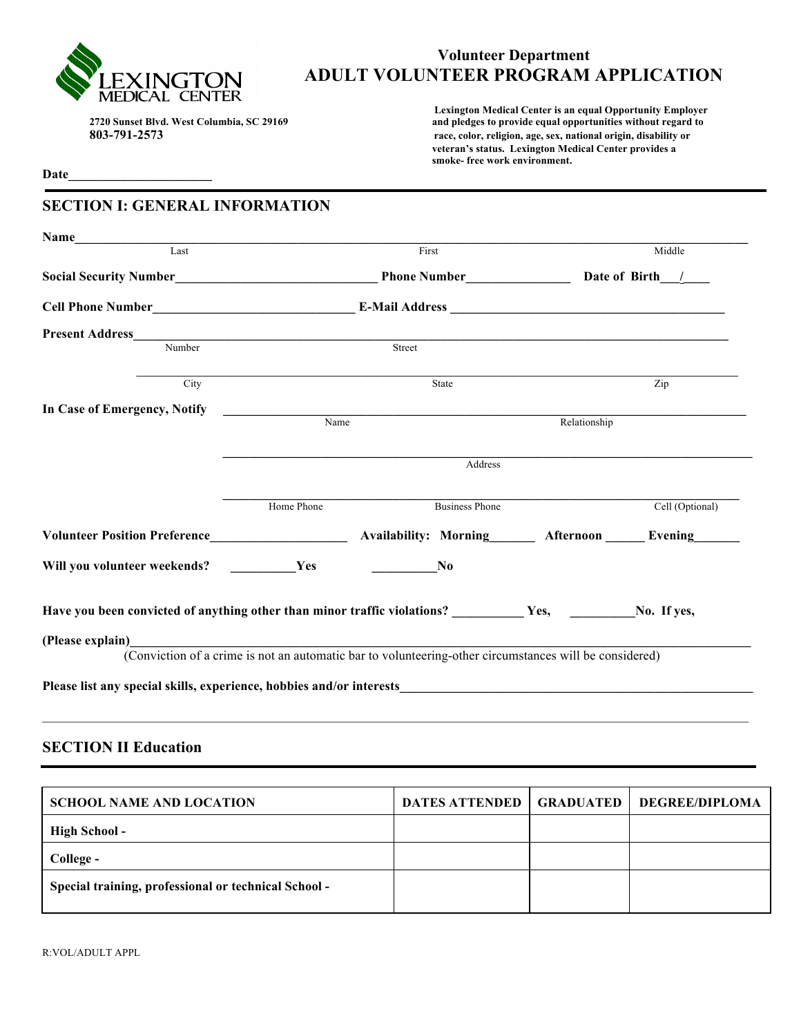LEXINGTON MEDICAL CENTER

2720 Sunset Blvd. West Columbia, SC 29169
**803-791-2573**

# Volunteer Department
# ADULT VOLUNTEER PROGRAM APPLICATION

**Lexington Medical Center is an equal Opportunity Employer and pledges to provide equal opportunities without regard to race, color, religion, age, sex, national origin, disability or veteran's status. Lexington Medical Center provides a smoke- free work environment.**

**Date**______________________

## SECTION I: GENERAL INFORMATION

**Name**_______________________________________________________________________________
Last | First | Middle

**Social Security Number**______________________________ **Phone Number**________________ **Date of Birth**___/____

**Cell Phone Number**______________________________ **E-Mail Address** ________________________________________

**Present Address**_______________________________________________________________________
Number | Street

_______________________________________________________________________
City | State | Zip

**In Case of Emergency, Notify** _____________________________________________________
Name | Relationship

_____________________________________________________
Address

_____________________________________________________
Home Phone | Business Phone | Cell (Optional)

**Volunteer Position Preference**____________________ **Availability: Morning**_______ **Afternoon** ______ **Evening**_______

**Will you volunteer weekends?** __________**Yes** __________**No**

**Have you been convicted of anything other than minor traffic violations?** ___________ **Yes,** __________**No. If yes,**

**(Please explain)**___________________________________________________________________
(Conviction of a crime is not an automatic bar to volunteering-other circumstances will be considered)

**Please list any special skills, experience, hobbies and/or interests**_____________________________________________

_____________________________________________________________________________________

## SECTION II Education

| SCHOOL NAME AND LOCATION | DATES ATTENDED | GRADUATED | DEGREE/DIPLOMA |
|---|---|---|---|
| **High School -** | | | |
| **College -** | | | |
| **Special training, professional or technical School -** | | | |

R:VOL/ADULT APPL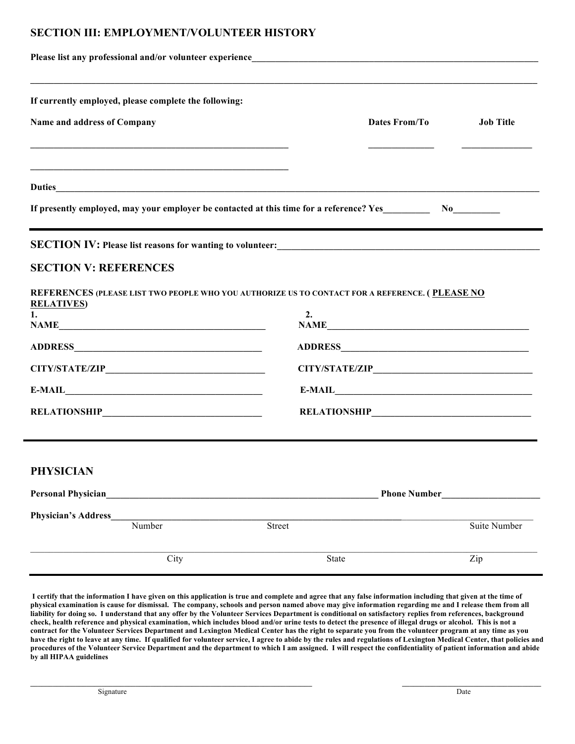## SECTION III: EMPLOYMENT/VOLUNTEER HISTORY

**Please list any professional and/or volunteer experience**_______________________________________________

_______________________________________________________________________________

**If currently employed, please complete the following:**

| Name and address of Company | Dates From/To | Job Title |
| --- | --- | --- |
| _______________________________ | ____________ | ____________ |
| _______________________________ | | |

**Duties**_______________________________________________________________________

**If presently employed, may your employer be contacted at this time for a reference? Yes**_________ **No**_________

---

## SECTION IV: Please list reasons for wanting to volunteer:_______________________________________

## SECTION V: REFERENCES

**REFERENCES (PLEASE LIST TWO PEOPLE WHO YOU AUTHORIZE US TO CONTACT FOR A REFERENCE. ( PLEASE NO RELATIVES)**

**1.**

**NAME**_______________________________

**ADDRESS**_______________________________

**CITY/STATE/ZIP**_______________________________

**E-MAIL**_______________________________

**RELATIONSHIP**_______________________________

**2.**

**NAME**_______________________________

**ADDRESS**_______________________________

**CITY/STATE/ZIP**_______________________________

**E-MAIL**_______________________________

**RELATIONSHIP**_______________________________

---

## PHYSICIAN

**Personal Physician**_______________________________________ **Phone Number**____________________

**Physician's Address**_______________________________________________________________

Number Street Suite Number

_______________________________________________________________________________

City State Zip

---

**I certify that the information I have given on this application is true and complete and agree that any false information including that given at the time of physical examination is cause for dismissal. The company, schools and person named above may give information regarding me and I release them from all liability for doing so. I understand that any offer by the Volunteer Services Department is conditional on satisfactory replies from references, background check, health reference and physical examination, which includes blood and/or urine tests to detect the presence of illegal drugs or alcohol. This is not a contract for the Volunteer Services Department and Lexington Medical Center has the right to separate you from the volunteer program at any time as you have the right to leave at any time. If qualified for volunteer service, I agree to abide by the rules and regulations of Lexington Medical Center, that policies and procedures of the Volunteer Service Department and the department to which I am assigned. I will respect the confidentiality of patient information and abide by all HIPAA guidelines**

_______________________________________ _______________________

Signature Date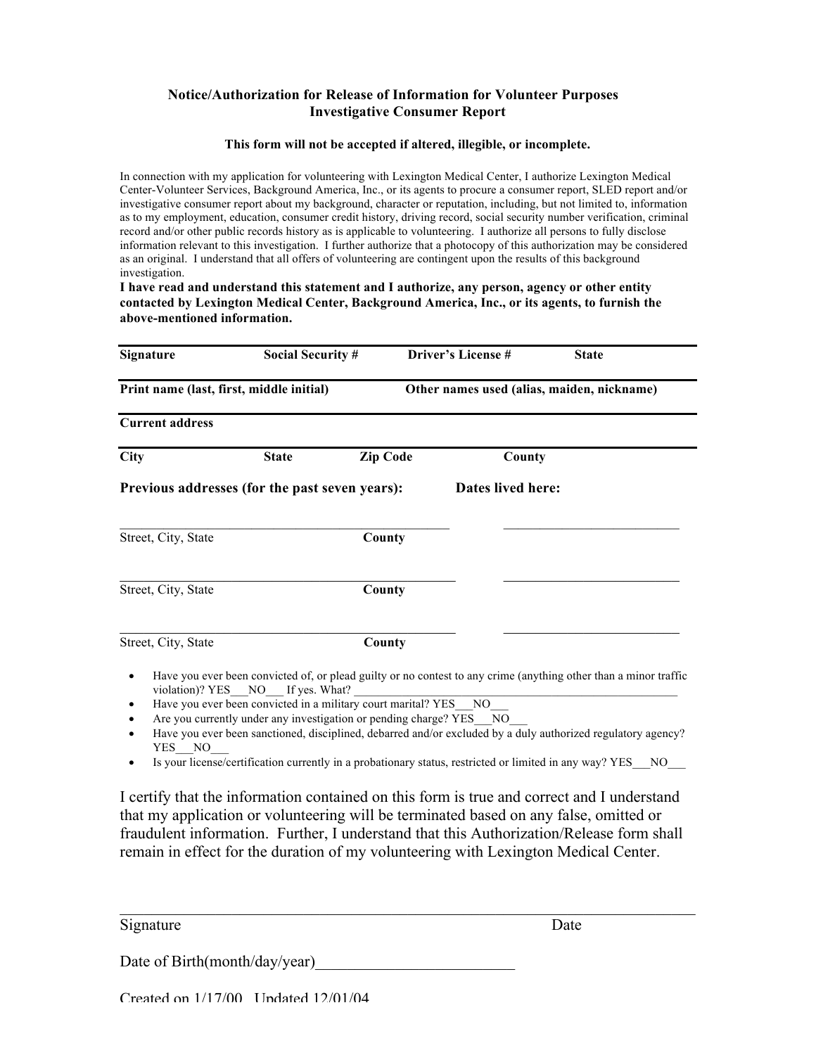**Notice/Authorization for Release of Information for Volunteer Purposes**
**Investigative Consumer Report**

**This form will not be accepted if altered, illegible, or incomplete.**

In connection with my application for volunteering with Lexington Medical Center, I authorize Lexington Medical Center-Volunteer Services, Background America, Inc., or its agents to procure a consumer report, SLED report and/or investigative consumer report about my background, character or reputation, including, but not limited to, information as to my employment, education, consumer credit history, driving record, social security number verification, criminal record and/or other public records history as is applicable to volunteering. I authorize all persons to fully disclose information relevant to this investigation. I further authorize that a photocopy of this authorization may be considered as an original. I understand that all offers of volunteering are contingent upon the results of this background investigation.

**I have read and understand this statement and I authorize, any person, agency or other entity contacted by Lexington Medical Center, Background America, Inc., or its agents, to furnish the above-mentioned information.**

---

**Signature** **Social Security #** **Driver's License #** **State**

---

**Print name (last, first, middle initial)** **Other names used (alias, maiden, nickname)**

---

**Current address**

---

**City** **State** **Zip Code** **County**

**Previous addresses (for the past seven years):** **Dates lived here:**

_______________________________________________ ___________________________

Street, City, State **County**

_______________________________________________ ___________________________

Street, City, State **County**

_______________________________________________ ___________________________

Street, City, State **County**

- Have you ever been convicted of, or plead guilty or no contest to any crime (anything other than a minor traffic violation)? YES___NO___ If yes. What? _______________________________________________
- Have you ever been convicted in a military court marital? YES___NO___
- Are you currently under any investigation or pending charge? YES___NO___
- Have you ever been sanctioned, disciplined, debarred and/or excluded by a duly authorized regulatory agency? YES___NO___
- Is your license/certification currently in a probationary status, restricted or limited in any way? YES___NO___

I certify that the information contained on this form is true and correct and I understand that my application or volunteering will be terminated based on any false, omitted or fraudulent information. Further, I understand that this Authorization/Release form shall remain in effect for the duration of my volunteering with Lexington Medical Center.

_________________________________________________________________________

Signature Date

Date of Birth(month/day/year)_________________________

Created on 1/17/00 Updated 12/01/04